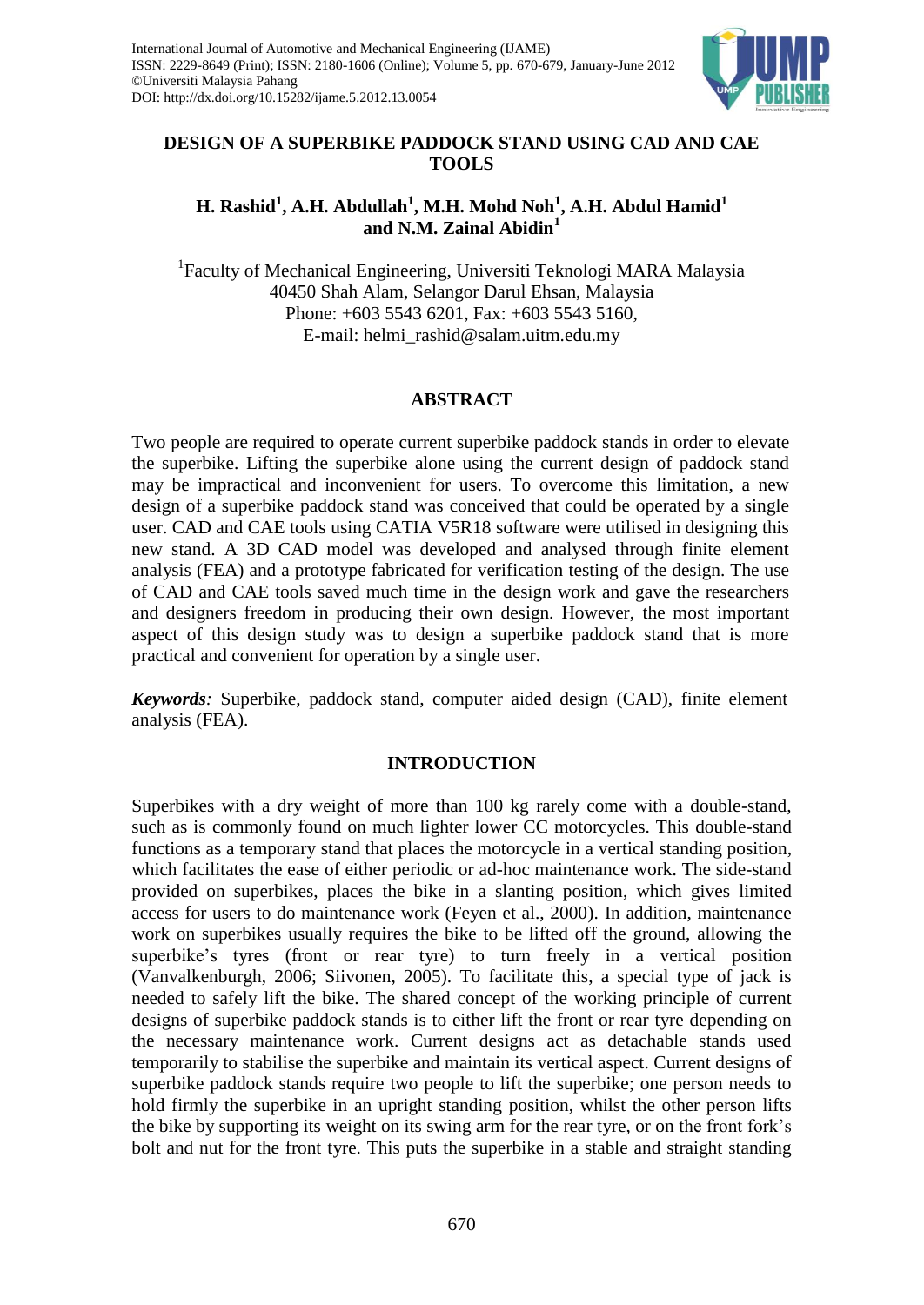# DESIGN OF A SUPERBIKE PADDOCK STAND USING CAD AND CAE TOOLS

**H. Rashid[1], A.H. Abdullah[1], M.H. Mohd Noh[1], A.H. Abdul Hamid[1] and N.M. Zainal Abidin[1]**

[1]Faculty of Mechanical Engineering, Universiti Teknologi MARA Malaysia
40450 Shah Alam, Selangor Darul Ehsan, Malaysia
Phone: +603 5543 6201, Fax: +603 5543 5160,
E-mail: helmi_rashid@salam.uitm.edu.my

## ABSTRACT

Two people are required to operate current superbike paddock stands in order to elevate the superbike. Lifting the superbike alone using the current design of paddock stand may be impractical and inconvenient for users. To overcome this limitation, a new design of a superbike paddock stand was conceived that could be operated by a single user. CAD and CAE tools using CATIA V5R18 software were utilised in designing this new stand. A 3D CAD model was developed and analysed through finite element analysis (FEA) and a prototype fabricated for verification testing of the design. The use of CAD and CAE tools saved much time in the design work and gave the researchers and designers freedom in producing their own design. However, the most important aspect of this design study was to design a superbike paddock stand that is more practical and convenient for operation by a single user.

***Keywords:*** Superbike, paddock stand, computer aided design (CAD), finite element analysis (FEA).

## INTRODUCTION

Superbikes with a dry weight of more than 100 kg rarely come with a double-stand, such as is commonly found on much lighter lower CC motorcycles. This double-stand functions as a temporary stand that places the motorcycle in a vertical standing position, which facilitates the ease of either periodic or ad-hoc maintenance work. The side-stand provided on superbikes, places the bike in a slanting position, which gives limited access for users to do maintenance work (Feyen et al., 2000). In addition, maintenance work on superbikes usually requires the bike to be lifted off the ground, allowing the superbike's tyres (front or rear tyre) to turn freely in a vertical position (Vanvalkenburgh, 2006; Siivonen, 2005). To facilitate this, a special type of jack is needed to safely lift the bike. The shared concept of the working principle of current designs of superbike paddock stands is to either lift the front or rear tyre depending on the necessary maintenance work. Current designs act as detachable stands used temporarily to stabilise the superbike and maintain its vertical aspect. Current designs of superbike paddock stands require two people to lift the superbike; one person needs to hold firmly the superbike in an upright standing position, whilst the other person lifts the bike by supporting its weight on its swing arm for the rear tyre, or on the front fork's bolt and nut for the front tyre. This puts the superbike in a stable and straight standing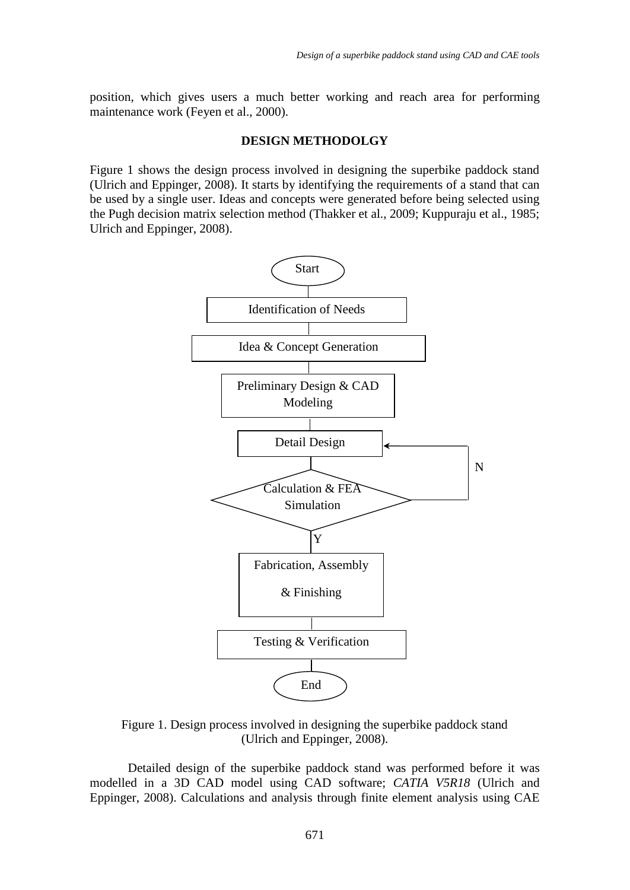position, which gives users a much better working and reach area for performing maintenance work (Feyen et al., 2000).

## DESIGN METHODOLGY

Figure 1 shows the design process involved in designing the superbike paddock stand (Ulrich and Eppinger, 2008). It starts by identifying the requirements of a stand that can be used by a single user. Ideas and concepts were generated before being selected using the Pugh decision matrix selection method (Thakker et al., 2009; Kuppuraju et al., 1985; Ulrich and Eppinger, 2008).

```
Start
  |
Identification of Needs
  |
Idea & Concept Generation
  |
Preliminary Design & CAD Modeling
  |
Detail Design  <---------------+
  |                            |
Calculation & FEA Simulation --N
  |
  Y
  |
Fabrication, Assembly & Finishing
  |
Testing & Verification
  |
End
```

Figure 1. Design process involved in designing the superbike paddock stand (Ulrich and Eppinger, 2008).

Detailed design of the superbike paddock stand was performed before it was modelled in a 3D CAD model using CAD software; *CATIA V5R18* (Ulrich and Eppinger, 2008). Calculations and analysis through finite element analysis using CAE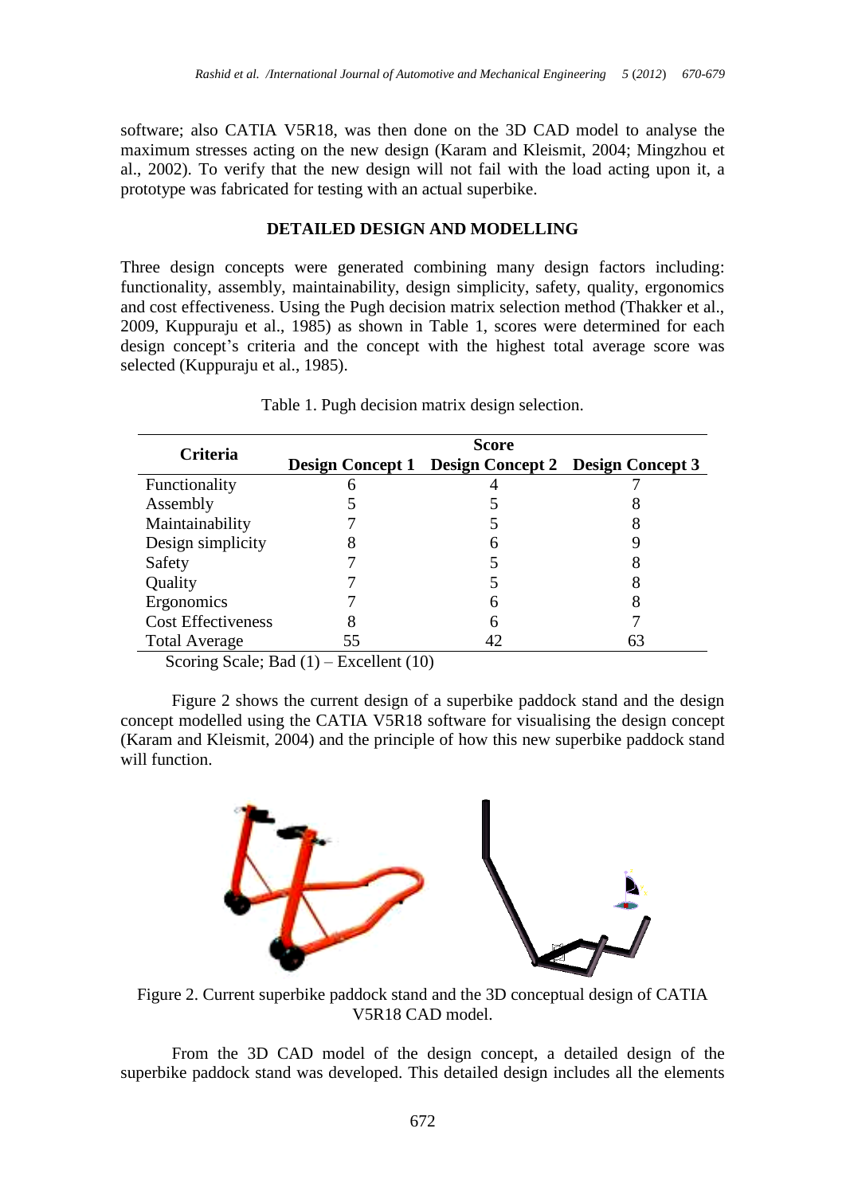software; also CATIA V5R18, was then done on the 3D CAD model to analyse the maximum stresses acting on the new design (Karam and Kleismit, 2004; Mingzhou et al., 2002). To verify that the new design will not fail with the load acting upon it, a prototype was fabricated for testing with an actual superbike.

## DETAILED DESIGN AND MODELLING

Three design concepts were generated combining many design factors including: functionality, assembly, maintainability, design simplicity, safety, quality, ergonomics and cost effectiveness. Using the Pugh decision matrix selection method (Thakker et al., 2009, Kuppuraju et al., 1985) as shown in Table 1, scores were determined for each design concept's criteria and the concept with the highest total average score was selected (Kuppuraju et al., 1985).

Table 1. Pugh decision matrix design selection.

| Criteria | Score | | |
|---|---|---|---|
| | **Design Concept 1** | **Design Concept 2** | **Design Concept 3** |
| Functionality | 6 | 4 | 7 |
| Assembly | 5 | 5 | 8 |
| Maintainability | 7 | 5 | 8 |
| Design simplicity | 8 | 6 | 9 |
| Safety | 7 | 5 | 8 |
| Quality | 7 | 5 | 8 |
| Ergonomics | 7 | 6 | 8 |
| Cost Effectiveness | 8 | 6 | 7 |
| Total Average | 55 | 42 | 63 |

Scoring Scale; Bad (1) – Excellent (10)

Figure 2 shows the current design of a superbike paddock stand and the design concept modelled using the CATIA V5R18 software for visualising the design concept (Karam and Kleismit, 2004) and the principle of how this new superbike paddock stand will function.

Figure 2. Current superbike paddock stand and the 3D conceptual design of CATIA V5R18 CAD model.

From the 3D CAD model of the design concept, a detailed design of the superbike paddock stand was developed. This detailed design includes all the elements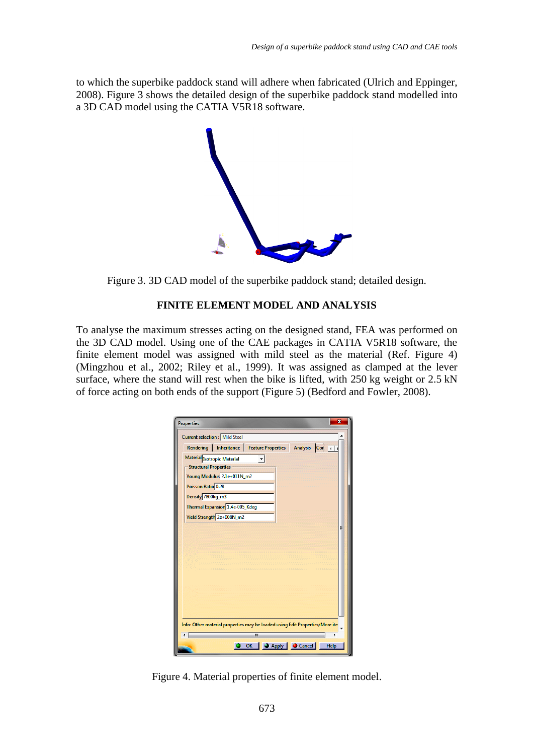to which the superbike paddock stand will adhere when fabricated (Ulrich and Eppinger, 2008). Figure 3 shows the detailed design of the superbike paddock stand modelled into a 3D CAD model using the CATIA V5R18 software.

Figure 3. 3D CAD model of the superbike paddock stand; detailed design.

## FINITE ELEMENT MODEL AND ANALYSIS

To analyse the maximum stresses acting on the designed stand, FEA was performed on the 3D CAD model. Using one of the CAE packages in CATIA V5R18 software, the finite element model was assigned with mild steel as the material (Ref. Figure 4) (Mingzhou et al., 2002; Riley et al., 1999). It was assigned as clamped at the lever surface, where the stand will rest when the bike is lifted, with 250 kg weight or 2.5 kN of force acting on both ends of the support (Figure 5) (Bedford and Fowler, 2008).

Figure 4. Material properties of finite element model.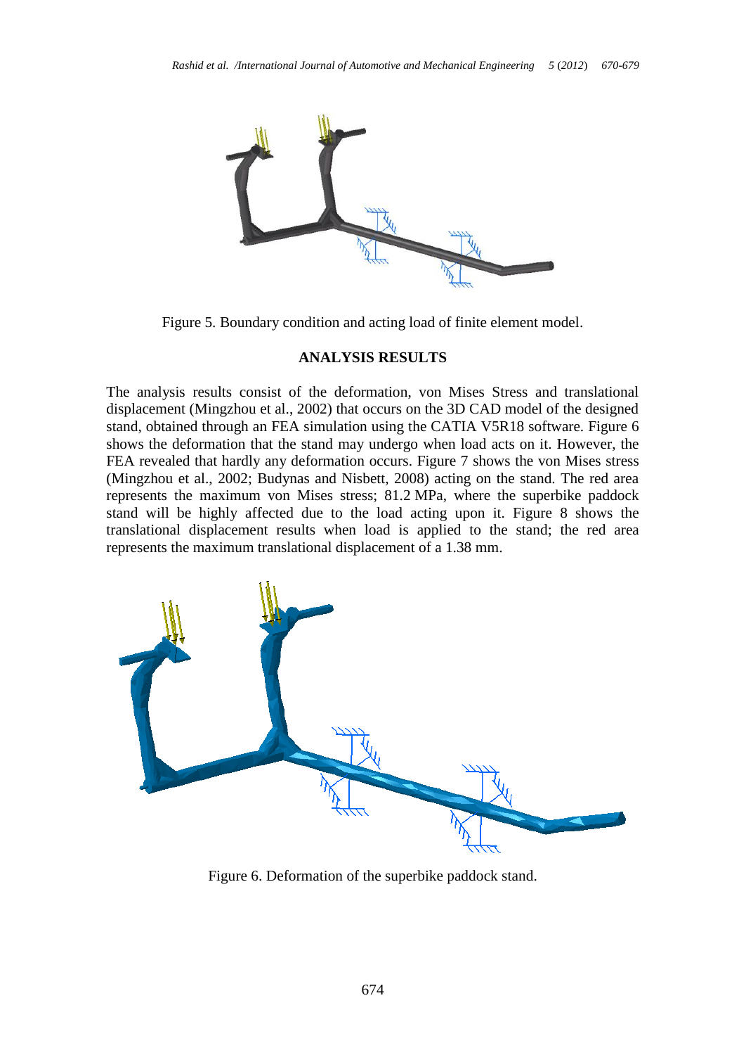Figure 5. Boundary condition and acting load of finite element model.

## ANALYSIS RESULTS

The analysis results consist of the deformation, von Mises Stress and translational displacement (Mingzhou et al., 2002) that occurs on the 3D CAD model of the designed stand, obtained through an FEA simulation using the CATIA V5R18 software. Figure 6 shows the deformation that the stand may undergo when load acts on it. However, the FEA revealed that hardly any deformation occurs. Figure 7 shows the von Mises stress (Mingzhou et al., 2002; Budynas and Nisbett, 2008) acting on the stand. The red area represents the maximum von Mises stress; 81.2 MPa, where the superbike paddock stand will be highly affected due to the load acting upon it. Figure 8 shows the translational displacement results when load is applied to the stand; the red area represents the maximum translational displacement of a 1.38 mm.

Figure 6. Deformation of the superbike paddock stand.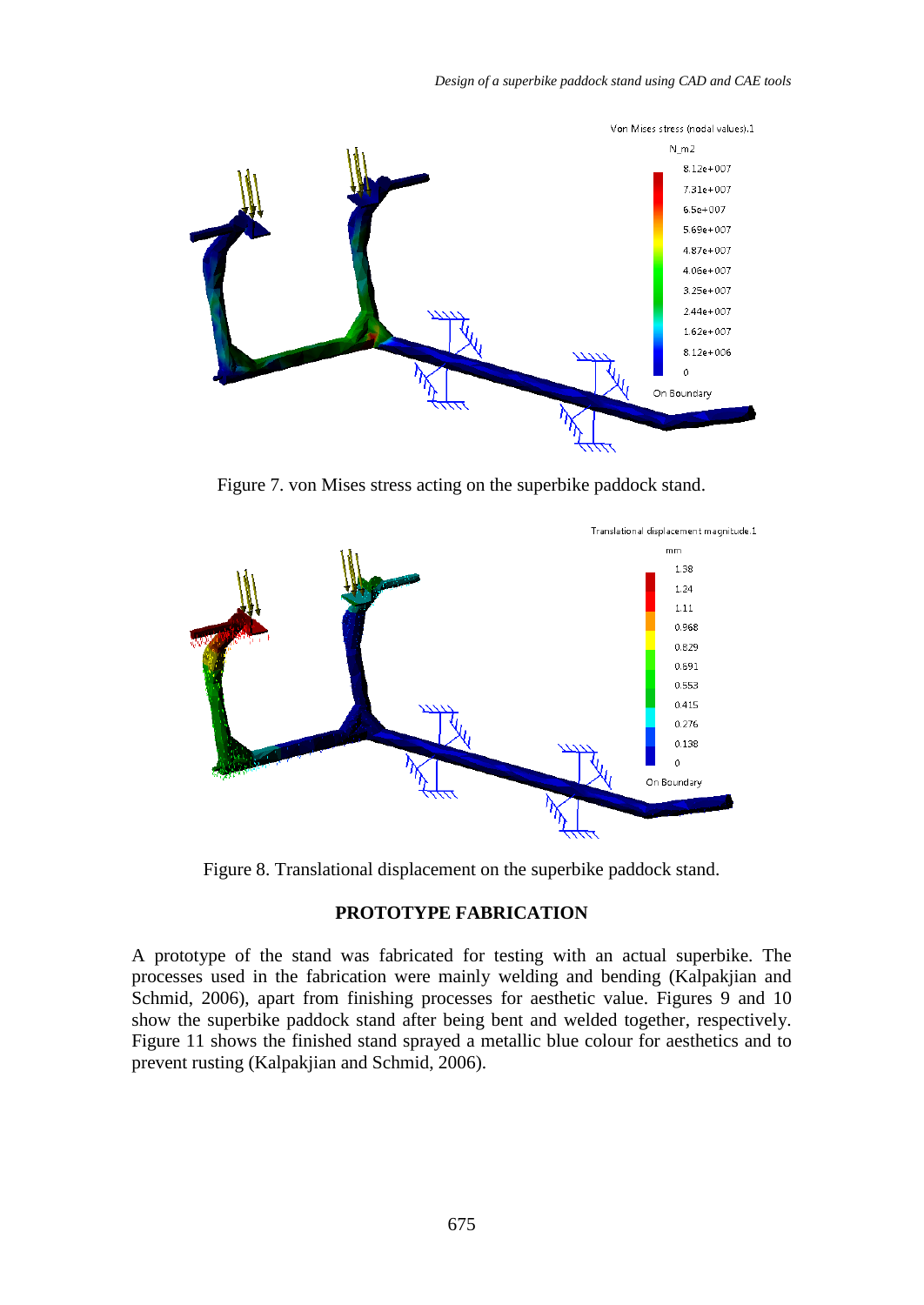Figure 7. von Mises stress acting on the superbike paddock stand.

Figure 8. Translational displacement on the superbike paddock stand.

## PROTOTYPE FABRICATION

A prototype of the stand was fabricated for testing with an actual superbike. The processes used in the fabrication were mainly welding and bending (Kalpakjian and Schmid, 2006), apart from finishing processes for aesthetic value. Figures 9 and 10 show the superbike paddock stand after being bent and welded together, respectively. Figure 11 shows the finished stand sprayed a metallic blue colour for aesthetics and to prevent rusting (Kalpakjian and Schmid, 2006).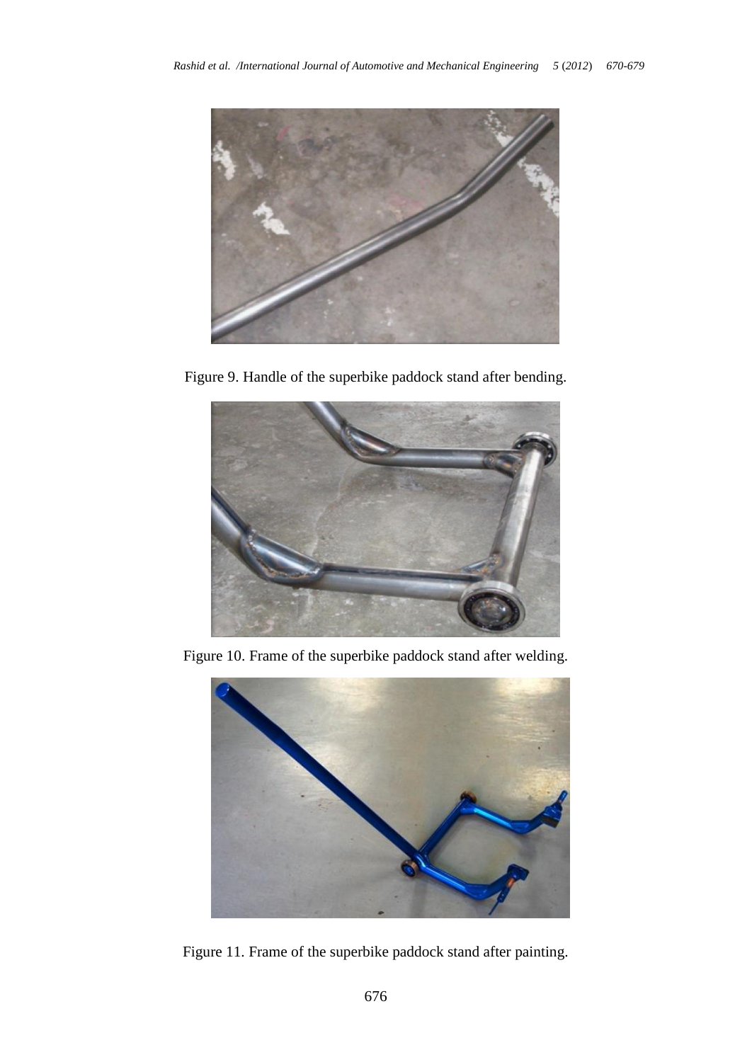Figure 9. Handle of the superbike paddock stand after bending.

Figure 10. Frame of the superbike paddock stand after welding.

Figure 11. Frame of the superbike paddock stand after painting.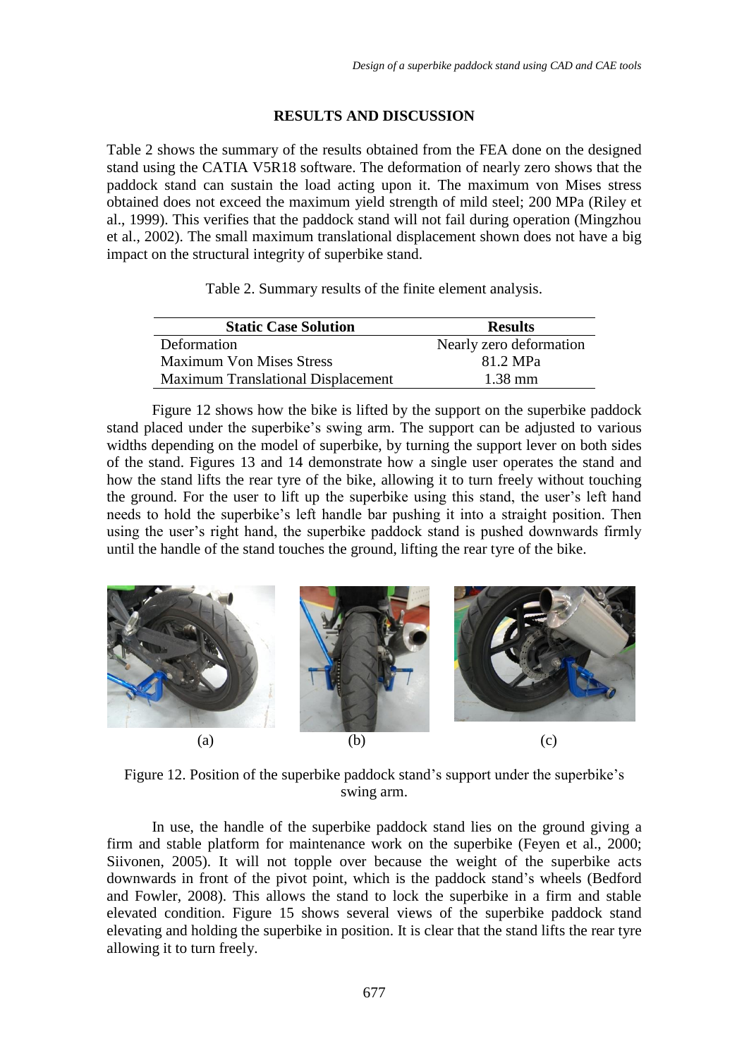## RESULTS AND DISCUSSION

Table 2 shows the summary of the results obtained from the FEA done on the designed stand using the CATIA V5R18 software. The deformation of nearly zero shows that the paddock stand can sustain the load acting upon it. The maximum von Mises stress obtained does not exceed the maximum yield strength of mild steel; 200 MPa (Riley et al., 1999). This verifies that the paddock stand will not fail during operation (Mingzhou et al., 2002). The small maximum translational displacement shown does not have a big impact on the structural integrity of superbike stand.

Table 2. Summary results of the finite element analysis.

| Static Case Solution | Results |
| --- | --- |
| Deformation | Nearly zero deformation |
| Maximum Von Mises Stress | 81.2 MPa |
| Maximum Translational Displacement | 1.38 mm |

Figure 12 shows how the bike is lifted by the support on the superbike paddock stand placed under the superbike's swing arm. The support can be adjusted to various widths depending on the model of superbike, by turning the support lever on both sides of the stand. Figures 13 and 14 demonstrate how a single user operates the stand and how the stand lifts the rear tyre of the bike, allowing it to turn freely without touching the ground. For the user to lift up the superbike using this stand, the user's left hand needs to hold the superbike's left handle bar pushing it into a straight position. Then using the user's right hand, the superbike paddock stand is pushed downwards firmly until the handle of the stand touches the ground, lifting the rear tyre of the bike.

(a) (b) (c)

Figure 12. Position of the superbike paddock stand's support under the superbike's swing arm.

In use, the handle of the superbike paddock stand lies on the ground giving a firm and stable platform for maintenance work on the superbike (Feyen et al., 2000; Siivonen, 2005). It will not topple over because the weight of the superbike acts downwards in front of the pivot point, which is the paddock stand's wheels (Bedford and Fowler, 2008). This allows the stand to lock the superbike in a firm and stable elevated condition. Figure 15 shows several views of the superbike paddock stand elevating and holding the superbike in position. It is clear that the stand lifts the rear tyre allowing it to turn freely.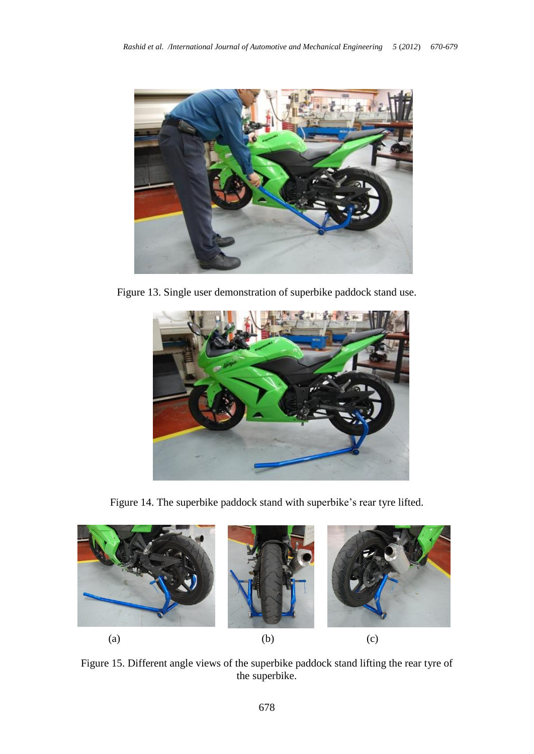Figure 13. Single user demonstration of superbike paddock stand use.

Figure 14. The superbike paddock stand with superbike's rear tyre lifted.

(a) (b) (c)

Figure 15. Different angle views of the superbike paddock stand lifting the rear tyre of the superbike.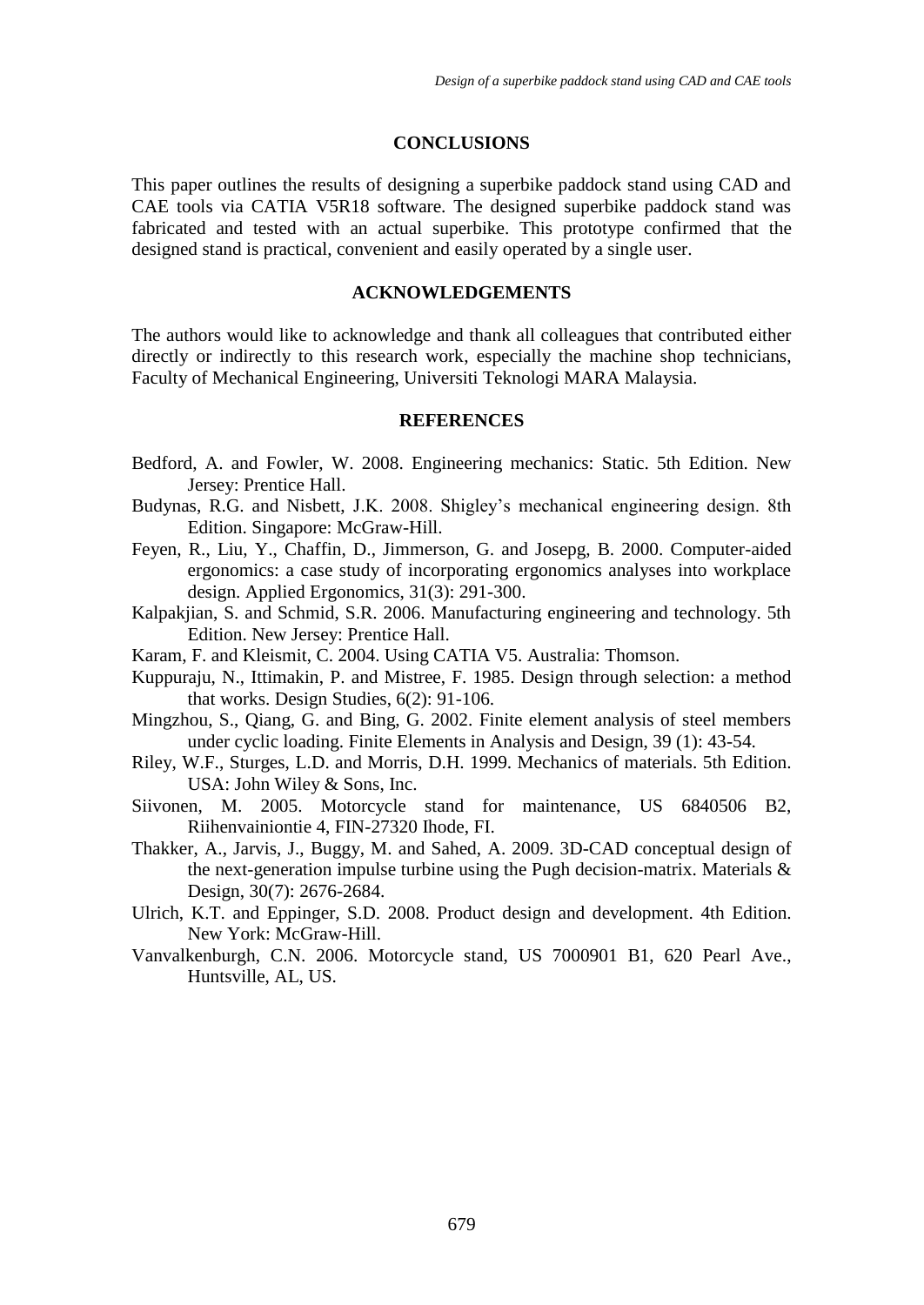## CONCLUSIONS

This paper outlines the results of designing a superbike paddock stand using CAD and CAE tools via CATIA V5R18 software. The designed superbike paddock stand was fabricated and tested with an actual superbike. This prototype confirmed that the designed stand is practical, convenient and easily operated by a single user.

## ACKNOWLEDGEMENTS

The authors would like to acknowledge and thank all colleagues that contributed either directly or indirectly to this research work, especially the machine shop technicians, Faculty of Mechanical Engineering, Universiti Teknologi MARA Malaysia.

## REFERENCES

Bedford, A. and Fowler, W. 2008. Engineering mechanics: Static. 5th Edition. New Jersey: Prentice Hall.

Budynas, R.G. and Nisbett, J.K. 2008. Shigley's mechanical engineering design. 8th Edition. Singapore: McGraw-Hill.

Feyen, R., Liu, Y., Chaffin, D., Jimmerson, G. and Josepg, B. 2000. Computer-aided ergonomics: a case study of incorporating ergonomics analyses into workplace design. Applied Ergonomics, 31(3): 291-300.

Kalpakjian, S. and Schmid, S.R. 2006. Manufacturing engineering and technology. 5th Edition. New Jersey: Prentice Hall.

Karam, F. and Kleismit, C. 2004. Using CATIA V5. Australia: Thomson.

Kuppuraju, N., Ittimakin, P. and Mistree, F. 1985. Design through selection: a method that works. Design Studies, 6(2): 91-106.

Mingzhou, S., Qiang, G. and Bing, G. 2002. Finite element analysis of steel members under cyclic loading. Finite Elements in Analysis and Design, 39 (1): 43-54.

Riley, W.F., Sturges, L.D. and Morris, D.H. 1999. Mechanics of materials. 5th Edition. USA: John Wiley & Sons, Inc.

Siivonen, M. 2005. Motorcycle stand for maintenance, US 6840506 B2, Riihenvainiontie 4, FIN-27320 Ihode, FI.

Thakker, A., Jarvis, J., Buggy, M. and Sahed, A. 2009. 3D-CAD conceptual design of the next-generation impulse turbine using the Pugh decision-matrix. Materials & Design, 30(7): 2676-2684.

Ulrich, K.T. and Eppinger, S.D. 2008. Product design and development. 4th Edition. New York: McGraw-Hill.

Vanvalkenburgh, C.N. 2006. Motorcycle stand, US 7000901 B1, 620 Pearl Ave., Huntsville, AL, US.